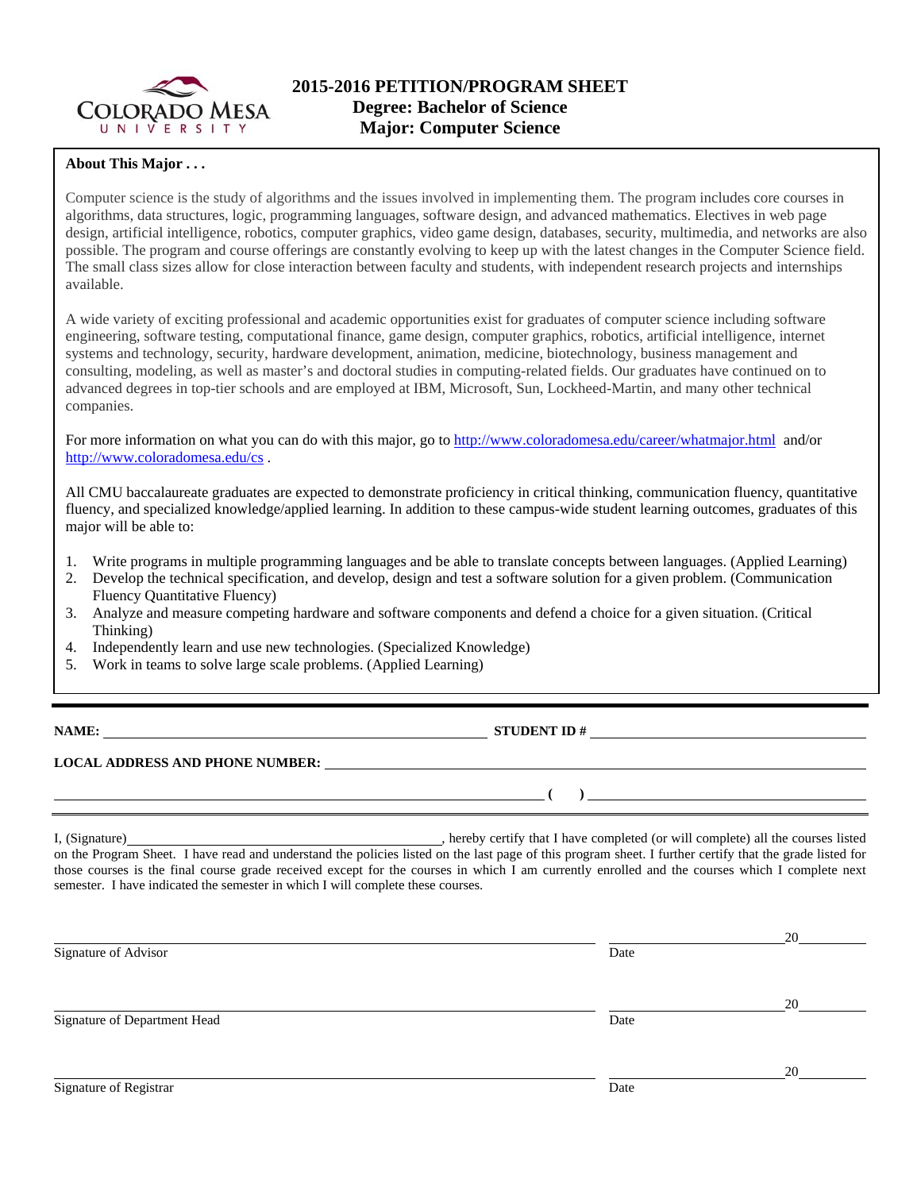# 2015-2016 PETITION/PROGRAM SHEET
## Degree: Bachelor of Science
## Major: Computer Science

**About This Major . . .**

Computer science is the study of algorithms and the issues involved in implementing them. The program includes core courses in algorithms, data structures, logic, programming languages, software design, and advanced mathematics. Electives in web page design, artificial intelligence, robotics, computer graphics, video game design, databases, security, multimedia, and networks are also possible. The program and course offerings are constantly evolving to keep up with the latest changes in the Computer Science field. The small class sizes allow for close interaction between faculty and students, with independent research projects and internships available.

A wide variety of exciting professional and academic opportunities exist for graduates of computer science including software engineering, software testing, computational finance, game design, computer graphics, robotics, artificial intelligence, internet systems and technology, security, hardware development, animation, medicine, biotechnology, business management and consulting, modeling, as well as master's and doctoral studies in computing-related fields. Our graduates have continued on to advanced degrees in top-tier schools and are employed at IBM, Microsoft, Sun, Lockheed-Martin, and many other technical companies.

For more information on what you can do with this major, go to http://www.coloradomesa.edu/career/whatmajor.html and/or http://www.coloradomesa.edu/cs .

All CMU baccalaureate graduates are expected to demonstrate proficiency in critical thinking, communication fluency, quantitative fluency, and specialized knowledge/applied learning. In addition to these campus-wide student learning outcomes, graduates of this major will be able to:

1. Write programs in multiple programming languages and be able to translate concepts between languages. (Applied Learning)
2. Develop the technical specification, and develop, design and test a software solution for a given problem. (Communication Fluency Quantitative Fluency)
3. Analyze and measure competing hardware and software components and defend a choice for a given situation. (Critical Thinking)
4. Independently learn and use new technologies. (Specialized Knowledge)
5. Work in teams to solve large scale problems. (Applied Learning)

---

**NAME:** ______________________________ **STUDENT ID #** ______________________________

**LOCAL ADDRESS AND PHONE NUMBER:** ______________________________

______________________________ **( )** ______________________________

I, (Signature)______________________________, hereby certify that I have completed (or will complete) all the courses listed on the Program Sheet. I have read and understand the policies listed on the last page of this program sheet. I further certify that the grade listed for those courses is the final course grade received except for the courses in which I am currently enrolled and the courses which I complete next semester. I have indicated the semester in which I will complete these courses.

______________________________ ______________ 20______
Signature of Advisor Date

______________________________ ______________ 20______
Signature of Department Head Date

______________________________ ______________ 20______
Signature of Registrar Date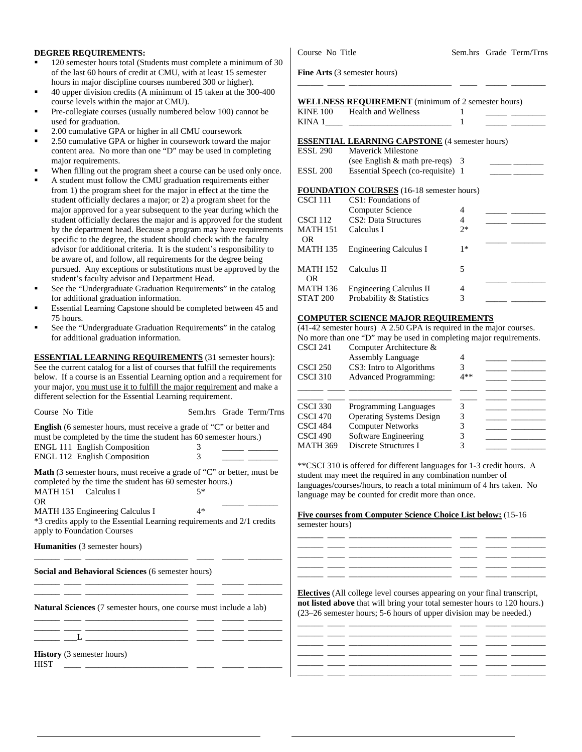**DEGREE REQUIREMENTS:**

- 120 semester hours total (Students must complete a minimum of 30 of the last 60 hours of credit at CMU, with at least 15 semester hours in major discipline courses numbered 300 or higher).
- 40 upper division credits (A minimum of 15 taken at the 300-400 course levels within the major at CMU).
- Pre-collegiate courses (usually numbered below 100) cannot be used for graduation.
- 2.00 cumulative GPA or higher in all CMU coursework
- 2.50 cumulative GPA or higher in coursework toward the major content area. No more than one "D" may be used in completing major requirements.
- When filling out the program sheet a course can be used only once.
- A student must follow the CMU graduation requirements either from 1) the program sheet for the major in effect at the time the student officially declares a major; or 2) a program sheet for the major approved for a year subsequent to the year during which the student officially declares the major and is approved for the student by the department head. Because a program may have requirements specific to the degree, the student should check with the faculty advisor for additional criteria. It is the student's responsibility to be aware of, and follow, all requirements for the degree being pursued. Any exceptions or substitutions must be approved by the student's faculty advisor and Department Head.
- See the "Undergraduate Graduation Requirements" in the catalog for additional graduation information.
- Essential Learning Capstone should be completed between 45 and 75 hours.
- See the "Undergraduate Graduation Requirements" in the catalog for additional graduation information.

**ESSENTIAL LEARNING REQUIREMENTS** (31 semester hours): See the current catalog for a list of courses that fulfill the requirements below. If a course is an Essential Learning option and a requirement for your major, you must use it to fulfill the major requirement and make a different selection for the Essential Learning requirement.

| Course No | Title | Sem.hrs | Grade | Term/Trns |
|---|---|---|---|---|

**English** (6 semester hours, must receive a grade of "C" or better and must be completed by the time the student has 60 semester hours.)

| | | | | |
|---|---|---|---|---|
| ENGL 111 | English Composition | 3 | _____ | _______ |
| ENGL 112 | English Composition | 3 | _____ | _______ |

**Math** (3 semester hours, must receive a grade of "C" or better, must be completed by the time the student has 60 semester hours.)

| | | | | |
|---|---|---|---|---|
| MATH 151 | Calculus I | 5* | | |
| OR | | | _____ | _______ |
| MATH 135 | Engineering Calculus I | 4* | | |

*3 credits apply to the Essential Learning requirements and 2/1 credits apply to Foundation Courses

**Humanities** (3 semester hours)

______ ____ ________________________ ____ _____ ________

**Social and Behavioral Sciences** (6 semester hours)

______ ____ ________________________ ____ _____ ________
______ ____ ________________________ ____ _____ ________

**Natural Sciences** (7 semester hours, one course must include a lab)

______ ____ ________________________ ____ _____ ________
______ ____ ________________________ ____ _____ ________
______ ___L ________________________ ____ _____ ________

**History** (3 semester hours)

HIST ____ ________________________ ____ _____ ________

| Course No | Title | Sem.hrs | Grade | Term/Trns |
|---|---|---|---|---|

**Fine Arts** (3 semester hours)

______ ____ ________________________ ____ _____ ________

**WELLNESS REQUIREMENT** (minimum of 2 semester hours)

| | | | | |
|---|---|---|---|---|
| KINE 100 | Health and Wellness | 1 | _____ | ________ |
| KINA 1____ | ________________________ | 1 | _____ | ________ |

**ESSENTIAL LEARNING CAPSTONE** (4 semester hours)

| | | | | |
|---|---|---|---|---|
| ESSL 290 | Maverick Milestone (see English & math pre-reqs) | 3 | _____ | _______ |
| ESSL 200 | Essential Speech (co-requisite) | 1 | _____ | _______ |

**FOUNDATION COURSES** (16-18 semester hours)

| | | | | |
|---|---|---|---|---|
| CSCI 111 | CS1: Foundations of Computer Science | 4 | _____ | ________ |
| CSCI 112 | CS2: Data Structures | 4 | _____ | ________ |
| MATH 151 | Calculus I | 2* | | |
| OR | | | _____ | ________ |
| MATH 135 | Engineering Calculus I | 1* | | |
| MATH 152 | Calculus II | 5 | | |
| OR | | | _____ | ________ |
| MATH 136 | Engineering Calculus II | 4 | | |
| STAT 200 | Probability & Statistics | 3 | _____ | ________ |

**COMPUTER SCIENCE MAJOR REQUIREMENTS**

(41-42 semester hours) A 2.50 GPA is required in the major courses. No more than one "D" may be used in completing major requirements.

| | | | | |
|---|---|---|---|---|
| CSCI 241 | Computer Architecture & Assembly Language | 4 | _____ | ________ |
| CSCI 250 | CS3: Intro to Algorithms | 3 | _____ | ________ |
| CSCI 310 | Advanced Programming: | 4** | _____ | ________ |
| ______ ____ | ________________________ | ____ | _____ | ________ |
| ______ ____ | ________________________ | ____ | _____ | ________ |
| CSCI 330 | Programming Languages | 3 | _____ | ________ |
| CSCI 470 | Operating Systems Design | 3 | _____ | ________ |
| CSCI 484 | Computer Networks | 3 | _____ | ________ |
| CSCI 490 | Software Engineering | 3 | _____ | ________ |
| MATH 369 | Discrete Structures I | 3 | _____ | ________ |

**CSCI 310 is offered for different languages for 1-3 credit hours. A student may meet the required in any combination number of languages/courses/hours, to reach a total minimum of 4 hrs taken. No language may be counted for credit more than once.

**Five courses from Computer Science Choice List below:** (15-16 semester hours)

______ ____ ________________________ ____ _____ ________
______ ____ ________________________ ____ _____ ________
______ ____ ________________________ ____ _____ ________
______ ____ ________________________ ____ _____ ________
______ ____ ________________________ ____ _____ ________

**Electives** (All college level courses appearing on your final transcript, **not listed above** that will bring your total semester hours to 120 hours.) (23–26 semester hours; 5-6 hours of upper division may be needed.)

______ ____ ________________________ ____ _____ ________
______ ____ ________________________ ____ _____ ________
______ ____ ________________________ ____ _____ ________
______ ____ ________________________ ____ _____ ________
______ ____ ________________________ ____ _____ ________
______ ____ ________________________ ____ _____ ________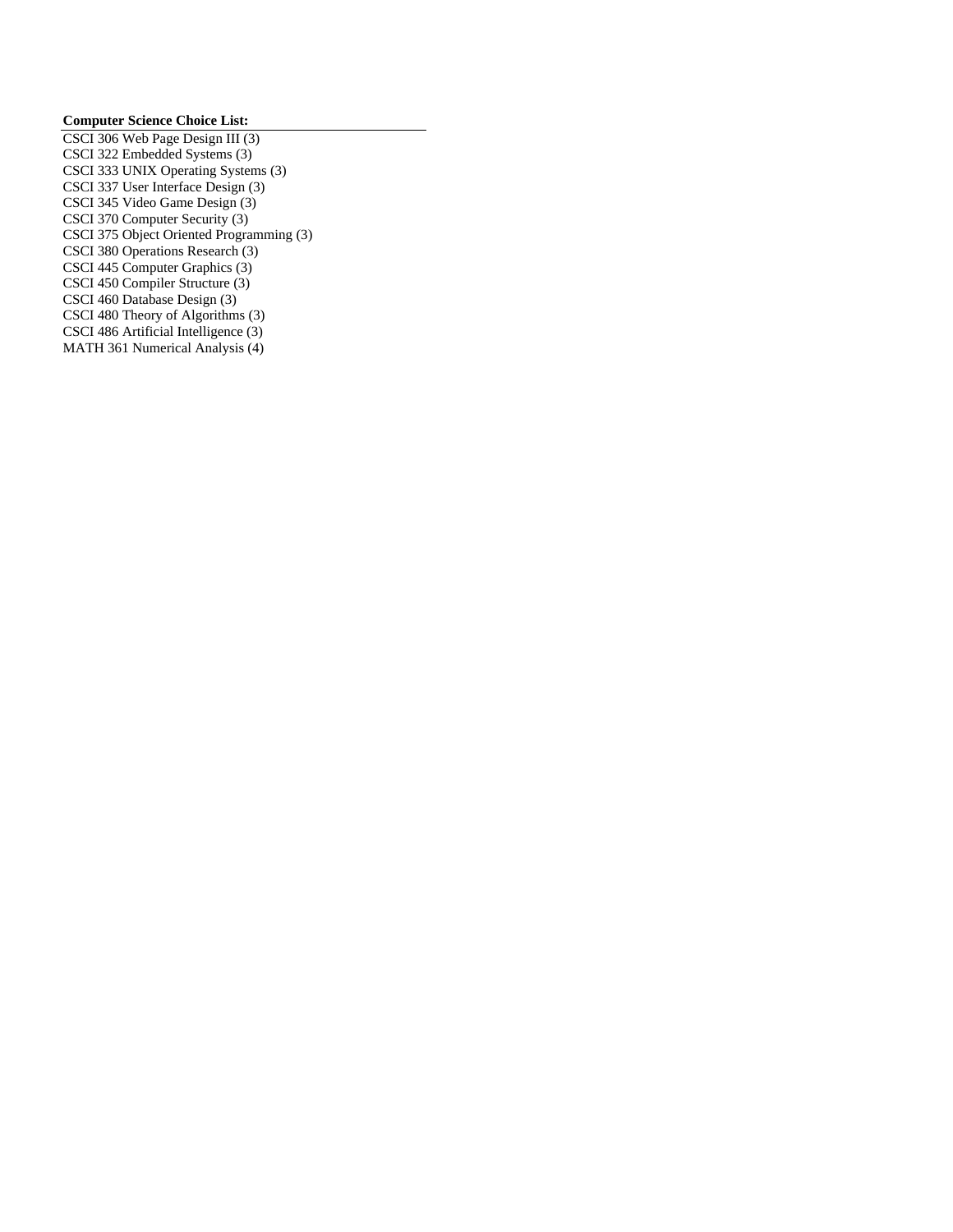**Computer Science Choice List:**

CSCI 306 Web Page Design III (3)
CSCI 322 Embedded Systems (3)
CSCI 333 UNIX Operating Systems (3)
CSCI 337 User Interface Design (3)
CSCI 345 Video Game Design (3)
CSCI 370 Computer Security (3)
CSCI 375 Object Oriented Programming (3)
CSCI 380 Operations Research (3)
CSCI 445 Computer Graphics (3)
CSCI 450 Compiler Structure (3)
CSCI 460 Database Design (3)
CSCI 480 Theory of Algorithms (3)
CSCI 486 Artificial Intelligence (3)
MATH 361 Numerical Analysis (4)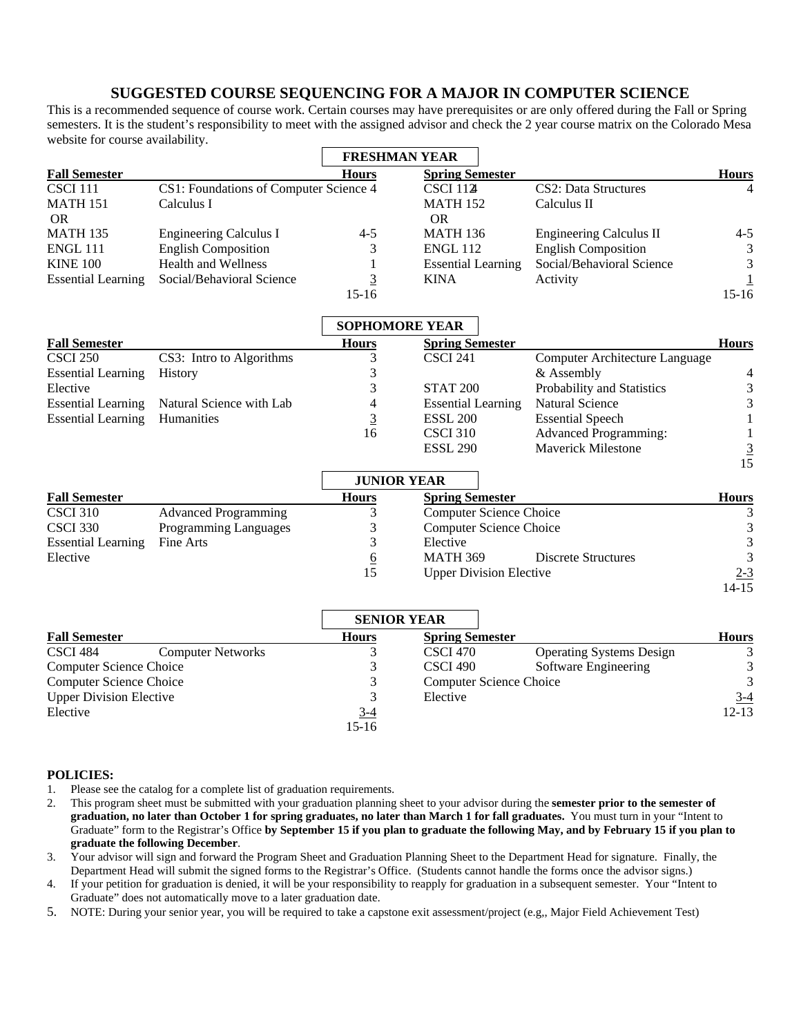# SUGGESTED COURSE SEQUENCING FOR A MAJOR IN COMPUTER SCIENCE

This is a recommended sequence of course work. Certain courses may have prerequisites or are only offered during the Fall or Spring semesters. It is the student's responsibility to meet with the assigned advisor and check the 2 year course matrix on the Colorado Mesa website for course availability.

## FRESHMAN YEAR

| Fall Semester | | Hours | Spring Semester | | Hours |
|---|---|---|---|---|---|
| CSCI 111 | CS1: Foundations of Computer Science | 4 | CSCI 112 | CS2: Data Structures | 4 |
| MATH 151 | Calculus I | | MATH 152 | Calculus II | |
| OR | | | OR | | |
| MATH 135 | Engineering Calculus I | 4-5 | MATH 136 | Engineering Calculus II | 4-5 |
| ENGL 111 | English Composition | 3 | ENGL 112 | English Composition | 3 |
| KINE 100 | Health and Wellness | 1 | Essential Learning | Social/Behavioral Science | 3 |
| Essential Learning | Social/Behavioral Science | 3 | KINA | Activity | 1 |
| | | 15-16 | | | 15-16 |

## SOPHOMORE YEAR

| Fall Semester | | Hours | Spring Semester | | Hours |
|---|---|---|---|---|---|
| CSCI 250 | CS3: Intro to Algorithms | 3 | CSCI 241 | Computer Architecture Language & Assembly | 4 |
| Essential Learning | History | 3 | STAT 200 | Probability and Statistics | 3 |
| Elective | | 3 | Essential Learning | Natural Science | 3 |
| Essential Learning | Natural Science with Lab | 4 | ESSL 200 | Essential Speech | 1 |
| Essential Learning | Humanities | 3 | CSCI 310 | Advanced Programming: | 1 |
| | | 16 | ESSL 290 | Maverick Milestone | 3 |
| | | | | | 15 |

## JUNIOR YEAR

| Fall Semester | | Hours | Spring Semester | | Hours |
|---|---|---|---|---|---|
| CSCI 310 | Advanced Programming | 3 | Computer Science Choice | | 3 |
| CSCI 330 | Programming Languages | 3 | Computer Science Choice | | 3 |
| Essential Learning | Fine Arts | 3 | Elective | | 3 |
| Elective | | 6 | MATH 369 | Discrete Structures | 3 |
| | | 15 | Upper Division Elective | | 2-3 |
| | | | | | 14-15 |

## SENIOR YEAR

| Fall Semester | | Hours | Spring Semester | | Hours |
|---|---|---|---|---|---|
| CSCI 484 | Computer Networks | 3 | CSCI 470 | Operating Systems Design | 3 |
| Computer Science Choice | | 3 | CSCI 490 | Software Engineering | 3 |
| Computer Science Choice | | 3 | Computer Science Choice | | 3 |
| Upper Division Elective | | 3 | Elective | | 3-4 |
| Elective | | 3-4 | | | 12-13 |
| | | 15-16 | | | |

**POLICIES:**

1. Please see the catalog for a complete list of graduation requirements.
2. This program sheet must be submitted with your graduation planning sheet to your advisor during the **semester prior to the semester of graduation, no later than October 1 for spring graduates, no later than March 1 for fall graduates.** You must turn in your "Intent to Graduate" form to the Registrar's Office **by September 15 if you plan to graduate the following May, and by February 15 if you plan to graduate the following December**.
3. Your advisor will sign and forward the Program Sheet and Graduation Planning Sheet to the Department Head for signature. Finally, the Department Head will submit the signed forms to the Registrar's Office. (Students cannot handle the forms once the advisor signs.)
4. If your petition for graduation is denied, it will be your responsibility to reapply for graduation in a subsequent semester. Your "Intent to Graduate" does not automatically move to a later graduation date.
5. NOTE: During your senior year, you will be required to take a capstone exit assessment/project (e.g,, Major Field Achievement Test)